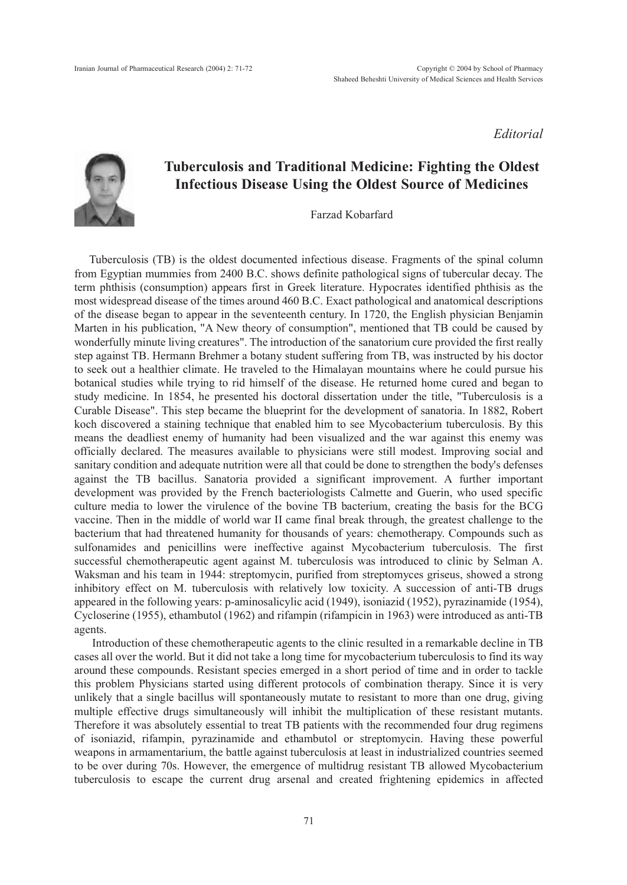*Editorial*

# Tuberculosis and Traditional Medicine: Fighting the Oldest Infectious Disease Using the Oldest Source of Medicines

Farzad Kobarfard

Tuberculosis (TB) is the oldest documented infectious disease. Fragments of the spinal column from Egyptian mummies from 2400 B.C. shows definite pathological signs of tubercular decay. The term phthisis (consumption) appears first in Greek literature. Hypocrates identified phthisis as the most widespread disease of the times around 460 B.C. Exact pathological and anatomical descriptions of the disease began to appear in the seventeenth century. In 1720, the English physician Benjamin Marten in his publication, "A New theory of consumption", mentioned that TB could be caused by wonderfully minute living creatures". The introduction of the sanatorium cure provided the first really step against TB. Hermann Brehmer a botany student suffering from TB, was instructed by his doctor to seek out a healthier climate. He traveled to the Himalayan mountains where he could pursue his botanical studies while trying to rid himself of the disease. He returned home cured and began to study medicine. In 1854, he presented his doctoral dissertation under the title, "Tuberculosis is a Curable Disease". This step became the blueprint for the development of sanatoria. In 1882, Robert koch discovered a staining technique that enabled him to see Mycobacterium tuberculosis. By this means the deadliest enemy of humanity had been visualized and the war against this enemy was officially declared. The measures available to physicians were still modest. Improving social and sanitary condition and adequate nutrition were all that could be done to strengthen the body's defenses against the TB bacillus. Sanatoria provided a significant improvement. A further important development was provided by the French bacteriologists Calmette and Guerin, who used specific culture media to lower the virulence of the bovine TB bacterium, creating the basis for the BCG vaccine. Then in the middle of world war II came final break through, the greatest challenge to the bacterium that had threatened humanity for thousands of years: chemotherapy. Compounds such as sulfonamides and penicillins were ineffective against Mycobacterium tuberculosis. The first successful chemotherapeutic agent against M. tuberculosis was introduced to clinic by Selman A. Waksman and his team in 1944: streptomycin, purified from streptomyces griseus, showed a strong inhibitory effect on M. tuberculosis with relatively low toxicity. A succession of anti-TB drugs appeared in the following years: p-aminosalicylic acid (1949), isoniazid (1952), pyrazinamide (1954), Cycloserine (1955), ethambutol (1962) and rifampin (rifampicin in 1963) were introduced as anti-TB agents.

Introduction of these chemotherapeutic agents to the clinic resulted in a remarkable decline in TB cases all over the world. But it did not take a long time for mycobacterium tuberculosis to find its way around these compounds. Resistant species emerged in a short period of time and in order to tackle this problem Physicians started using different protocols of combination therapy. Since it is very unlikely that a single bacillus will spontaneously mutate to resistant to more than one drug, giving multiple effective drugs simultaneously will inhibit the multiplication of these resistant mutants. Therefore it was absolutely essential to treat TB patients with the recommended four drug regimens of isoniazid, rifampin, pyrazinamide and ethambutol or streptomycin. Having these powerful weapons in armamentarium, the battle against tuberculosis at least in industrialized countries seemed to be over during 70s. However, the emergence of multidrug resistant TB allowed Mycobacterium tuberculosis to escape the current drug arsenal and created frightening epidemics in affected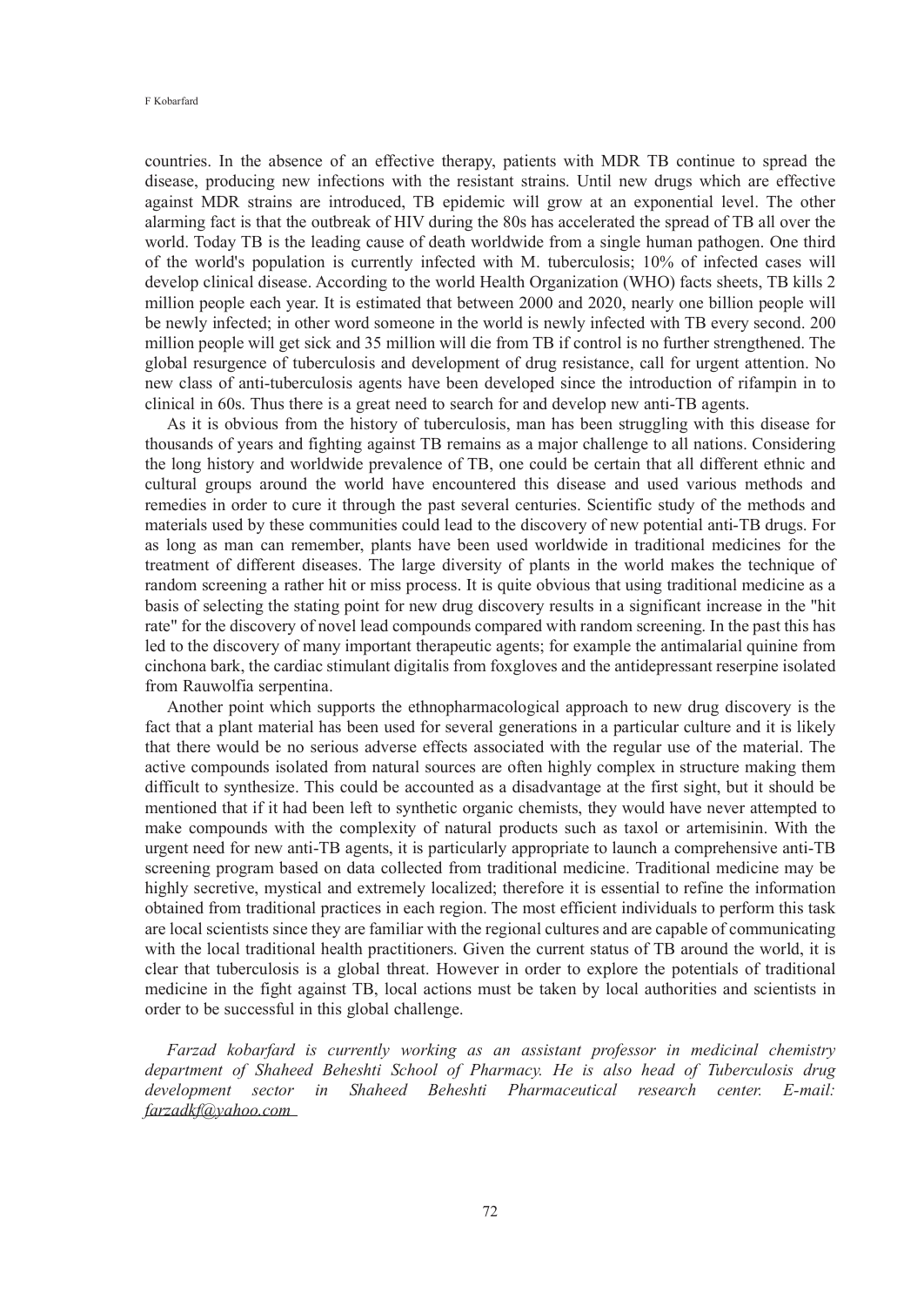countries. In the absence of an effective therapy, patients with MDR TB continue to spread the disease, producing new infections with the resistant strains. Until new drugs which are effective against MDR strains are introduced, TB epidemic will grow at an exponential level. The other alarming fact is that the outbreak of HIV during the 80s has accelerated the spread of TB all over the world. Today TB is the leading cause of death worldwide from a single human pathogen. One third of the world's population is currently infected with M. tuberculosis; 10% of infected cases will develop clinical disease. According to the world Health Organization (WHO) facts sheets, TB kills 2 million people each year. It is estimated that between 2000 and 2020, nearly one billion people will be newly infected; in other word someone in the world is newly infected with TB every second. 200 million people will get sick and 35 million will die from TB if control is no further strengthened. The global resurgence of tuberculosis and development of drug resistance, call for urgent attention. No new class of anti-tuberculosis agents have been developed since the introduction of rifampin in to clinical in 60s. Thus there is a great need to search for and develop new anti-TB agents.

As it is obvious from the history of tuberculosis, man has been struggling with this disease for thousands of years and fighting against TB remains as a major challenge to all nations. Considering the long history and worldwide prevalence of TB, one could be certain that all different ethnic and cultural groups around the world have encountered this disease and used various methods and remedies in order to cure it through the past several centuries. Scientific study of the methods and materials used by these communities could lead to the discovery of new potential anti-TB drugs. For as long as man can remember, plants have been used worldwide in traditional medicines for the treatment of different diseases. The large diversity of plants in the world makes the technique of random screening a rather hit or miss process. It is quite obvious that using traditional medicine as a basis of selecting the stating point for new drug discovery results in a significant increase in the "hit rate" for the discovery of novel lead compounds compared with random screening. In the past this has led to the discovery of many important therapeutic agents; for example the antimalarial quinine from cinchona bark, the cardiac stimulant digitalis from foxgloves and the antidepressant reserpine isolated from Rauwolfia serpentina.

Another point which supports the ethnopharmacological approach to new drug discovery is the fact that a plant material has been used for several generations in a particular culture and it is likely that there would be no serious adverse effects associated with the regular use of the material. The active compounds isolated from natural sources are often highly complex in structure making them difficult to synthesize. This could be accounted as a disadvantage at the first sight, but it should be mentioned that if it had been left to synthetic organic chemists, they would have never attempted to make compounds with the complexity of natural products such as taxol or artemisinin. With the urgent need for new anti-TB agents, it is particularly appropriate to launch a comprehensive anti-TB screening program based on data collected from traditional medicine. Traditional medicine may be highly secretive, mystical and extremely localized; therefore it is essential to refine the information obtained from traditional practices in each region. The most efficient individuals to perform this task are local scientists since they are familiar with the regional cultures and are capable of communicating with the local traditional health practitioners. Given the current status of TB around the world, it is clear that tuberculosis is a global threat. However in order to explore the potentials of traditional medicine in the fight against TB, local actions must be taken by local authorities and scientists in order to be successful in this global challenge.

*Farzad kobarfard is currently working as an assistant professor in medicinal chemistry department of Shaheed Beheshti School of Pharmacy. He is also head of Tuberculosis drug development sector in Shaheed Beheshti Pharmaceutical research center. E-mail: farzadkf@yahoo.com*